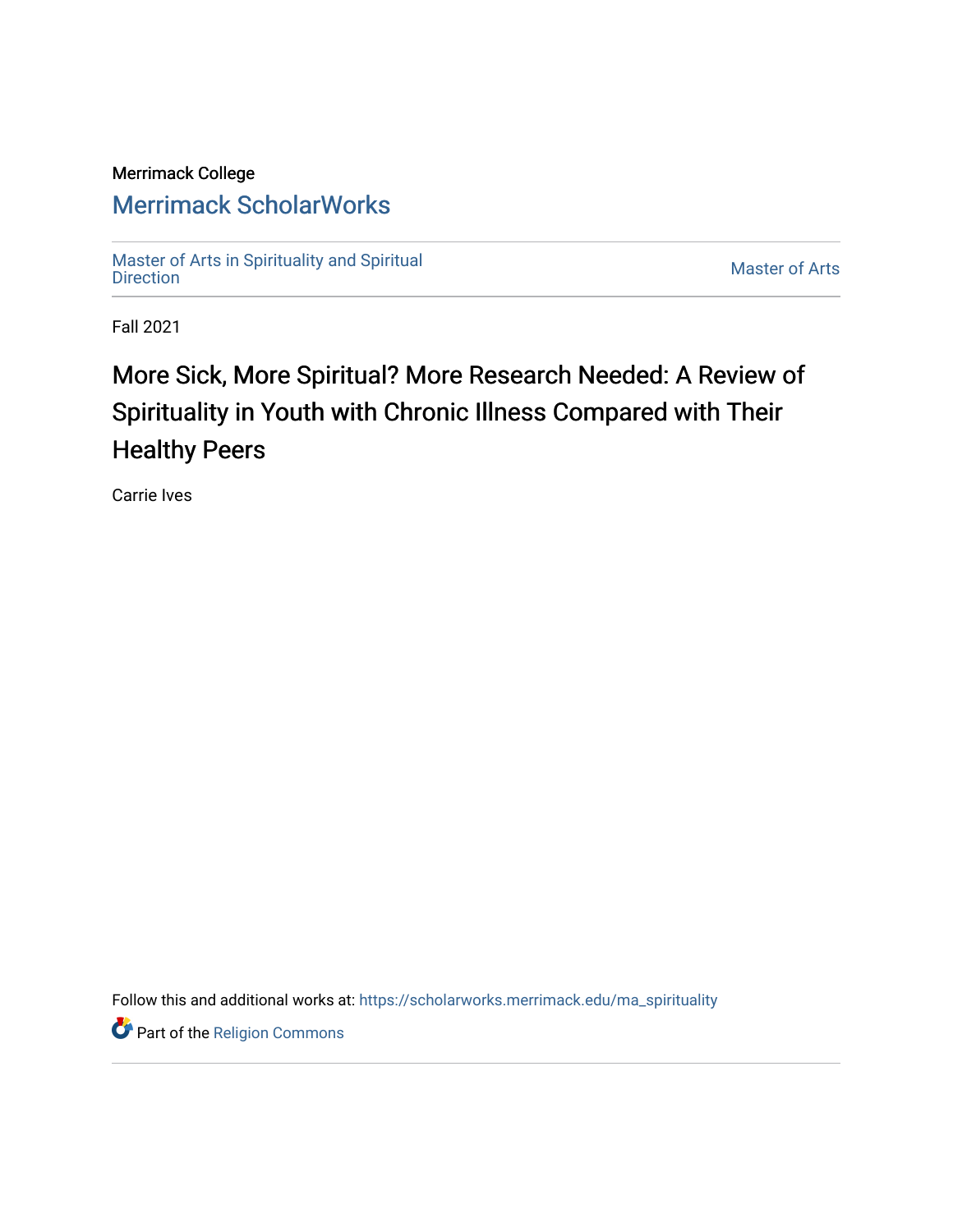Merrimack College

# Merrimack ScholarWorks

Master of Arts in Spirituality and Spiritual Direction

Master of Arts

Fall 2021

# More Sick, More Spiritual? More Research Needed: A Review of Spirituality in Youth with Chronic Illness Compared with Their Healthy Peers

Carrie Ives

Follow this and additional works at: https://scholarworks.merrimack.edu/ma_spirituality

Part of the Religion Commons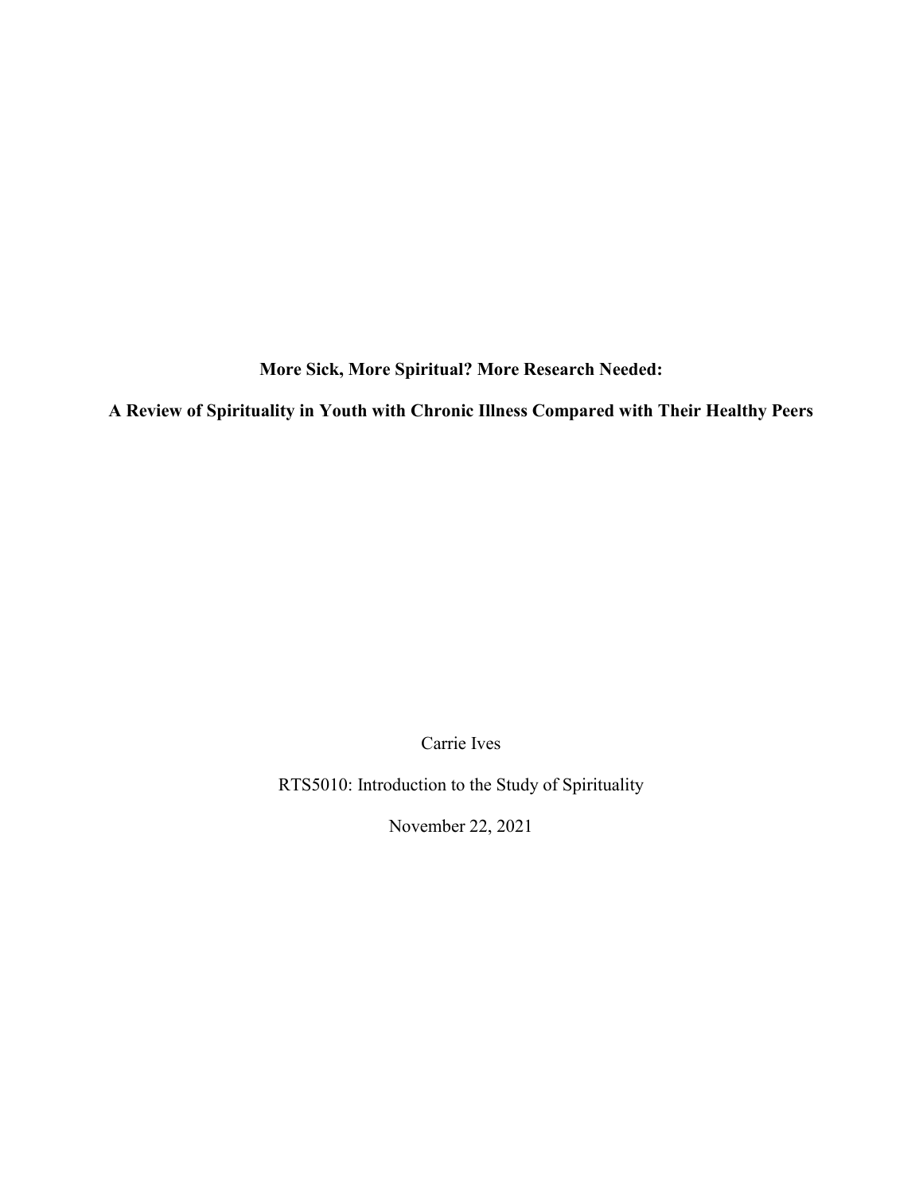**More Sick, More Spiritual? More Research Needed:**

**A Review of Spirituality in Youth with Chronic Illness Compared with Their Healthy Peers**

Carrie Ives

RTS5010: Introduction to the Study of Spirituality

November 22, 2021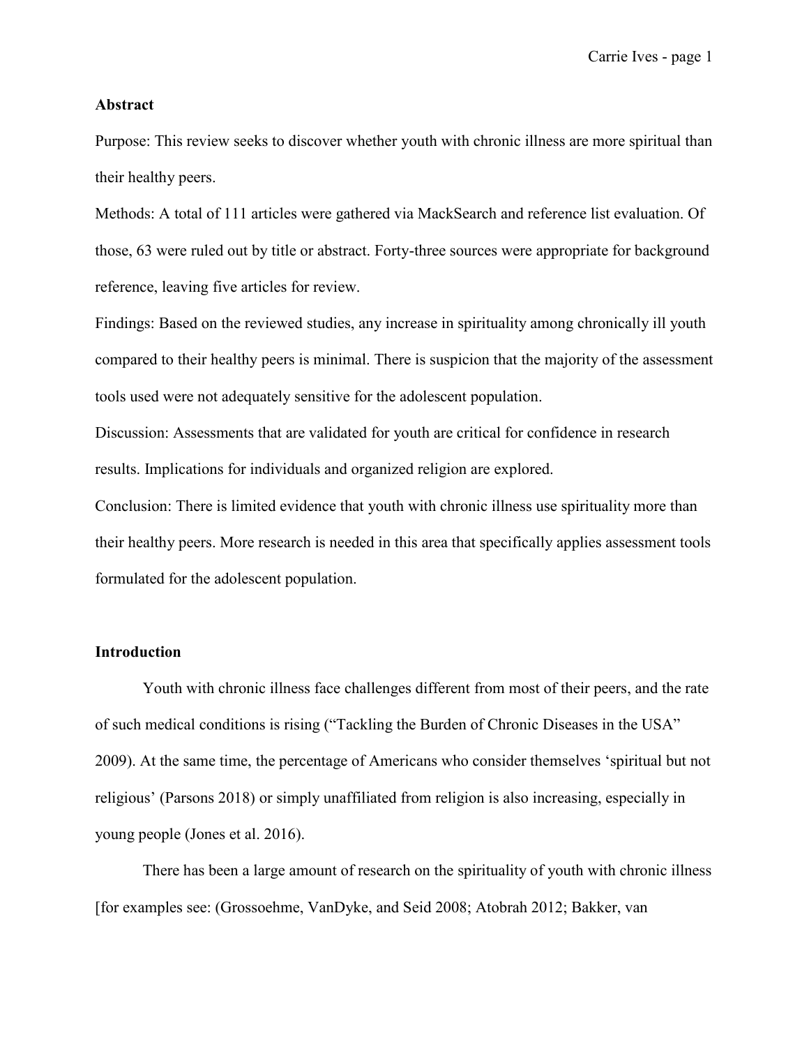## Abstract

Purpose: This review seeks to discover whether youth with chronic illness are more spiritual than their healthy peers.

Methods: A total of 111 articles were gathered via MackSearch and reference list evaluation. Of those, 63 were ruled out by title or abstract. Forty-three sources were appropriate for background reference, leaving five articles for review.

Findings: Based on the reviewed studies, any increase in spirituality among chronically ill youth compared to their healthy peers is minimal. There is suspicion that the majority of the assessment tools used were not adequately sensitive for the adolescent population.

Discussion: Assessments that are validated for youth are critical for confidence in research results. Implications for individuals and organized religion are explored.

Conclusion: There is limited evidence that youth with chronic illness use spirituality more than their healthy peers. More research is needed in this area that specifically applies assessment tools formulated for the adolescent population.

## Introduction

Youth with chronic illness face challenges different from most of their peers, and the rate of such medical conditions is rising ("Tackling the Burden of Chronic Diseases in the USA" 2009). At the same time, the percentage of Americans who consider themselves 'spiritual but not religious' (Parsons 2018) or simply unaffiliated from religion is also increasing, especially in young people (Jones et al. 2016).

There has been a large amount of research on the spirituality of youth with chronic illness [for examples see: (Grossoehme, VanDyke, and Seid 2008; Atobrah 2012; Bakker, van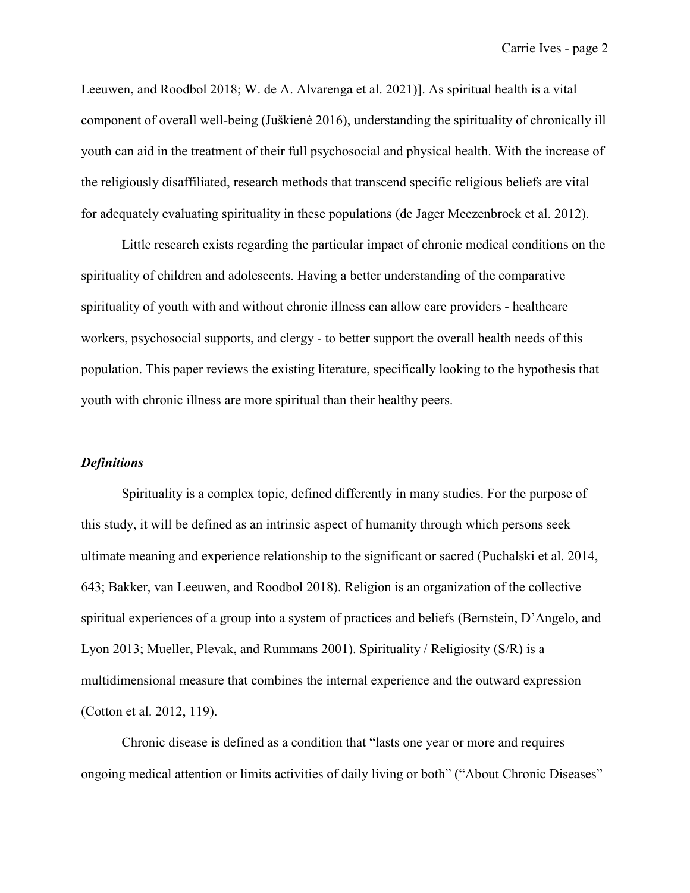Leeuwen, and Roodbol 2018; W. de A. Alvarenga et al. 2021)]. As spiritual health is a vital component of overall well-being (Juškienė 2016), understanding the spirituality of chronically ill youth can aid in the treatment of their full psychosocial and physical health. With the increase of the religiously disaffiliated, research methods that transcend specific religious beliefs are vital for adequately evaluating spirituality in these populations (de Jager Meezenbroek et al. 2012).

Little research exists regarding the particular impact of chronic medical conditions on the spirituality of children and adolescents. Having a better understanding of the comparative spirituality of youth with and without chronic illness can allow care providers - healthcare workers, psychosocial supports, and clergy - to better support the overall health needs of this population. This paper reviews the existing literature, specifically looking to the hypothesis that youth with chronic illness are more spiritual than their healthy peers.

### *Definitions*

Spirituality is a complex topic, defined differently in many studies. For the purpose of this study, it will be defined as an intrinsic aspect of humanity through which persons seek ultimate meaning and experience relationship to the significant or sacred (Puchalski et al. 2014, 643; Bakker, van Leeuwen, and Roodbol 2018). Religion is an organization of the collective spiritual experiences of a group into a system of practices and beliefs (Bernstein, D'Angelo, and Lyon 2013; Mueller, Plevak, and Rummans 2001). Spirituality / Religiosity (S/R) is a multidimensional measure that combines the internal experience and the outward expression (Cotton et al. 2012, 119).

Chronic disease is defined as a condition that "lasts one year or more and requires ongoing medical attention or limits activities of daily living or both" ("About Chronic Diseases"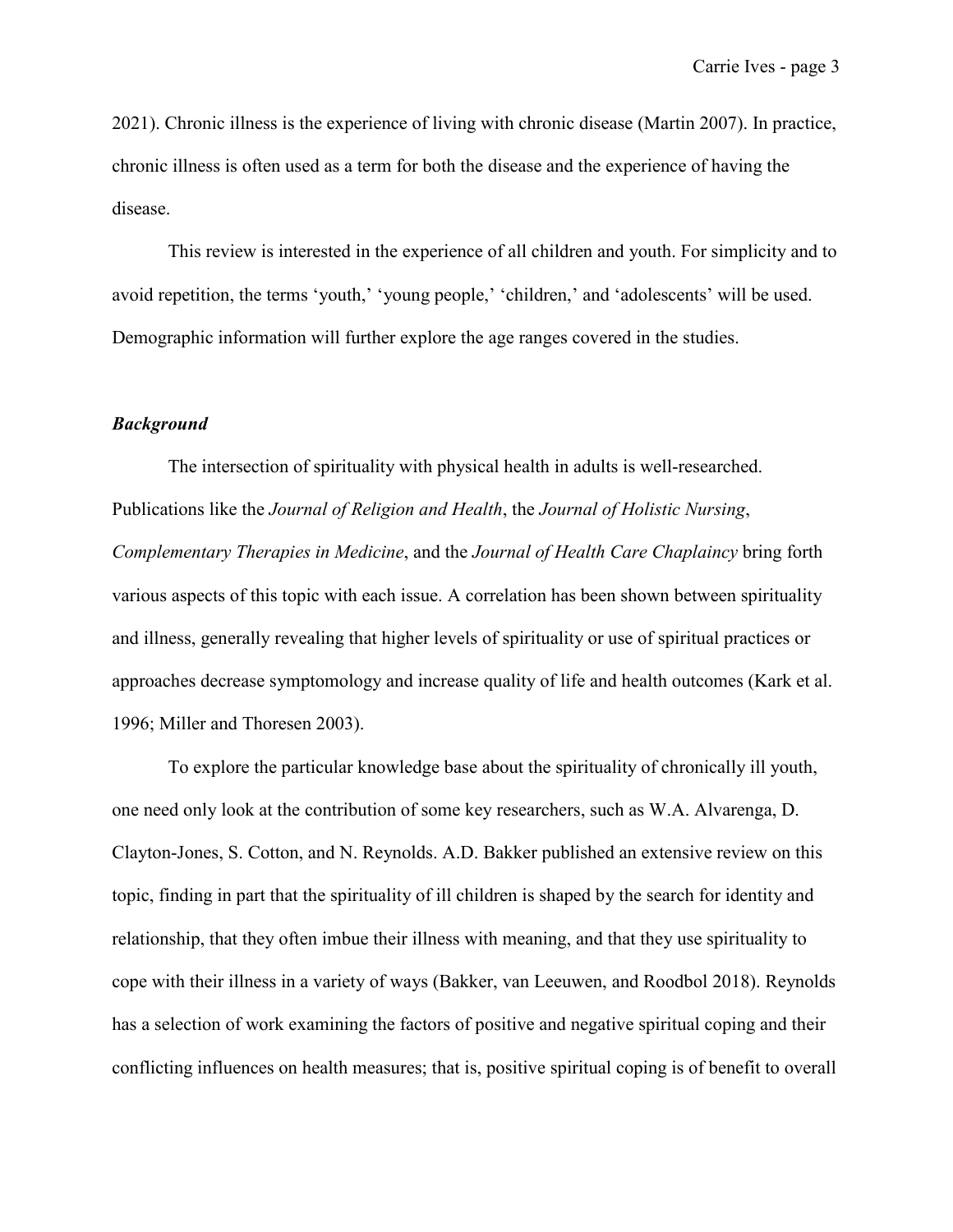2021). Chronic illness is the experience of living with chronic disease (Martin 2007). In practice, chronic illness is often used as a term for both the disease and the experience of having the disease.

This review is interested in the experience of all children and youth. For simplicity and to avoid repetition, the terms 'youth,' 'young people,' 'children,' and 'adolescents' will be used. Demographic information will further explore the age ranges covered in the studies.

### *Background*

The intersection of spirituality with physical health in adults is well-researched. Publications like the *Journal of Religion and Health*, the *Journal of Holistic Nursing*, *Complementary Therapies in Medicine*, and the *Journal of Health Care Chaplaincy* bring forth various aspects of this topic with each issue. A correlation has been shown between spirituality and illness, generally revealing that higher levels of spirituality or use of spiritual practices or approaches decrease symptomology and increase quality of life and health outcomes (Kark et al. 1996; Miller and Thoresen 2003).

To explore the particular knowledge base about the spirituality of chronically ill youth, one need only look at the contribution of some key researchers, such as W.A. Alvarenga, D. Clayton-Jones, S. Cotton, and N. Reynolds. A.D. Bakker published an extensive review on this topic, finding in part that the spirituality of ill children is shaped by the search for identity and relationship, that they often imbue their illness with meaning, and that they use spirituality to cope with their illness in a variety of ways (Bakker, van Leeuwen, and Roodbol 2018). Reynolds has a selection of work examining the factors of positive and negative spiritual coping and their conflicting influences on health measures; that is, positive spiritual coping is of benefit to overall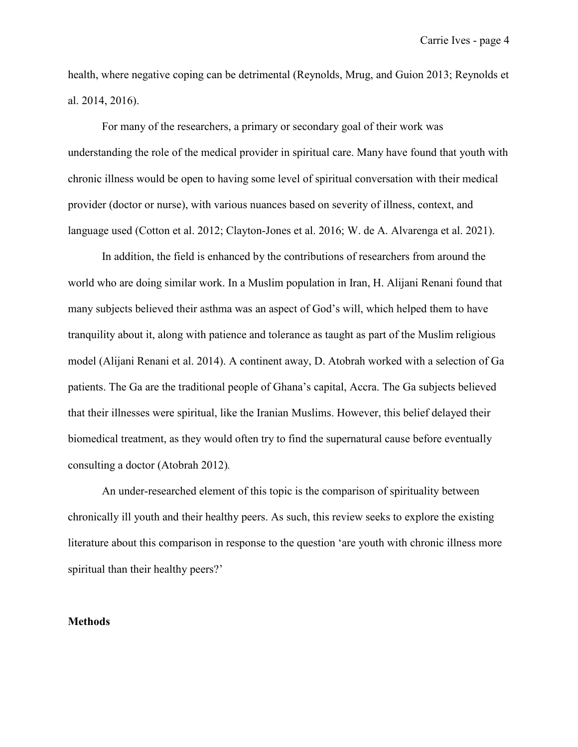health, where negative coping can be detrimental (Reynolds, Mrug, and Guion 2013; Reynolds et al. 2014, 2016).

For many of the researchers, a primary or secondary goal of their work was understanding the role of the medical provider in spiritual care. Many have found that youth with chronic illness would be open to having some level of spiritual conversation with their medical provider (doctor or nurse), with various nuances based on severity of illness, context, and language used (Cotton et al. 2012; Clayton-Jones et al. 2016; W. de A. Alvarenga et al. 2021).

In addition, the field is enhanced by the contributions of researchers from around the world who are doing similar work. In a Muslim population in Iran, H. Alijani Renani found that many subjects believed their asthma was an aspect of God's will, which helped them to have tranquility about it, along with patience and tolerance as taught as part of the Muslim religious model (Alijani Renani et al. 2014). A continent away, D. Atobrah worked with a selection of Ga patients. The Ga are the traditional people of Ghana's capital, Accra. The Ga subjects believed that their illnesses were spiritual, like the Iranian Muslims. However, this belief delayed their biomedical treatment, as they would often try to find the supernatural cause before eventually consulting a doctor (Atobrah 2012).

An under-researched element of this topic is the comparison of spirituality between chronically ill youth and their healthy peers. As such, this review seeks to explore the existing literature about this comparison in response to the question 'are youth with chronic illness more spiritual than their healthy peers?'

**Methods**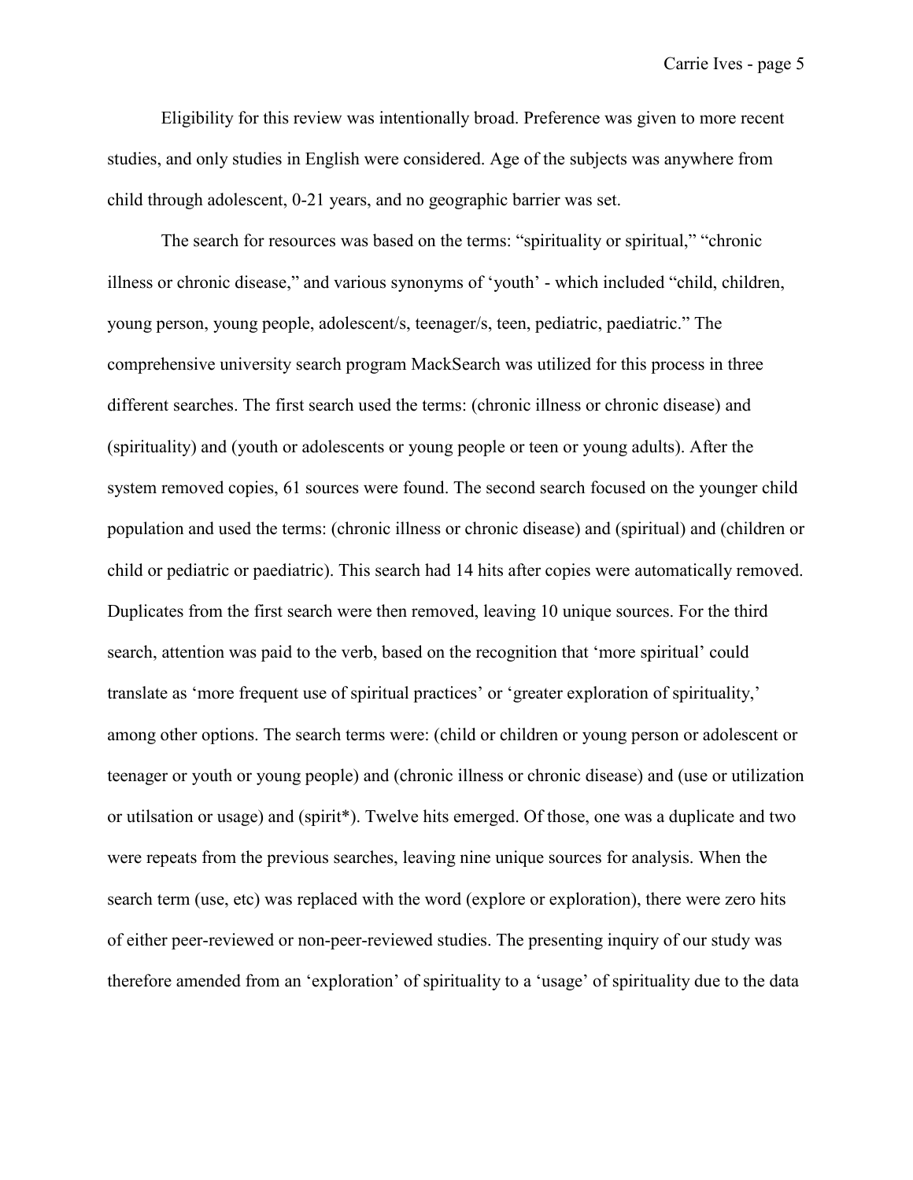Eligibility for this review was intentionally broad. Preference was given to more recent studies, and only studies in English were considered. Age of the subjects was anywhere from child through adolescent, 0-21 years, and no geographic barrier was set.

The search for resources was based on the terms: "spirituality or spiritual," "chronic illness or chronic disease," and various synonyms of 'youth' - which included "child, children, young person, young people, adolescent/s, teenager/s, teen, pediatric, paediatric." The comprehensive university search program MackSearch was utilized for this process in three different searches. The first search used the terms: (chronic illness or chronic disease) and (spirituality) and (youth or adolescents or young people or teen or young adults). After the system removed copies, 61 sources were found. The second search focused on the younger child population and used the terms: (chronic illness or chronic disease) and (spiritual) and (children or child or pediatric or paediatric). This search had 14 hits after copies were automatically removed. Duplicates from the first search were then removed, leaving 10 unique sources. For the third search, attention was paid to the verb, based on the recognition that 'more spiritual' could translate as 'more frequent use of spiritual practices' or 'greater exploration of spirituality,' among other options. The search terms were: (child or children or young person or adolescent or teenager or youth or young people) and (chronic illness or chronic disease) and (use or utilization or utilsation or usage) and (spirit*). Twelve hits emerged. Of those, one was a duplicate and two were repeats from the previous searches, leaving nine unique sources for analysis. When the search term (use, etc) was replaced with the word (explore or exploration), there were zero hits of either peer-reviewed or non-peer-reviewed studies. The presenting inquiry of our study was therefore amended from an 'exploration' of spirituality to a 'usage' of spirituality due to the data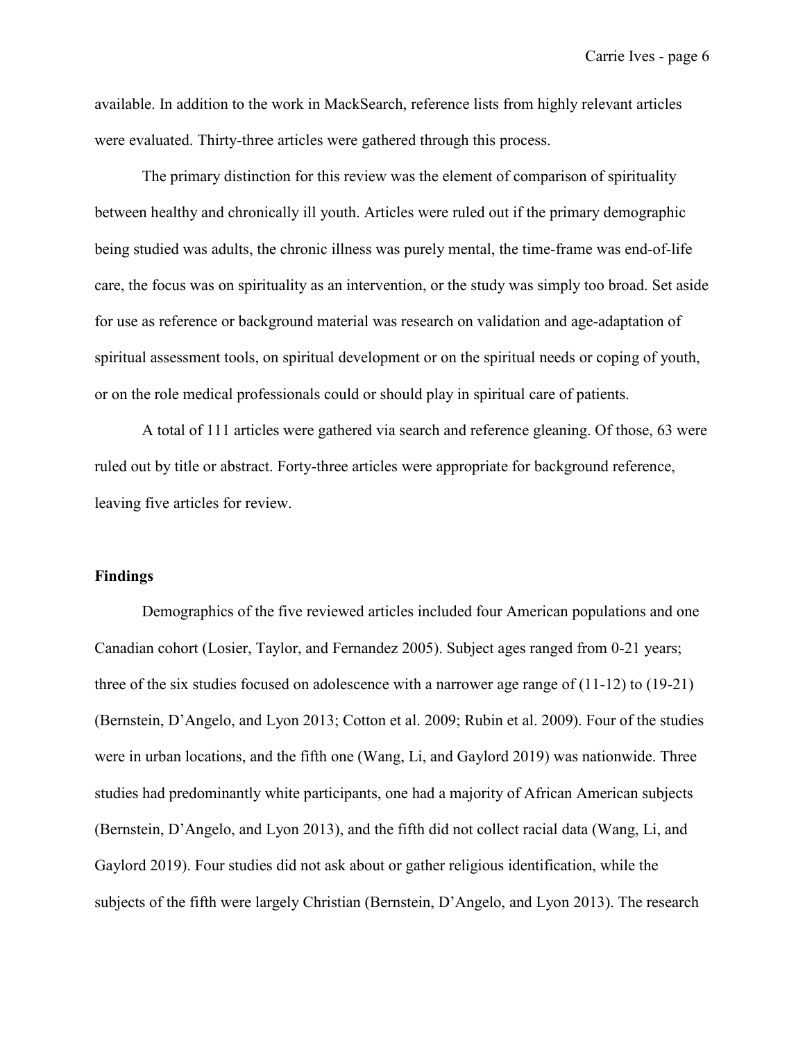available. In addition to the work in MackSearch, reference lists from highly relevant articles were evaluated. Thirty-three articles were gathered through this process.

The primary distinction for this review was the element of comparison of spirituality between healthy and chronically ill youth. Articles were ruled out if the primary demographic being studied was adults, the chronic illness was purely mental, the time-frame was end-of-life care, the focus was on spirituality as an intervention, or the study was simply too broad. Set aside for use as reference or background material was research on validation and age-adaptation of spiritual assessment tools, on spiritual development or on the spiritual needs or coping of youth, or on the role medical professionals could or should play in spiritual care of patients.

A total of 111 articles were gathered via search and reference gleaning. Of those, 63 were ruled out by title or abstract. Forty-three articles were appropriate for background reference, leaving five articles for review.

**Findings**

Demographics of the five reviewed articles included four American populations and one Canadian cohort (Losier, Taylor, and Fernandez 2005). Subject ages ranged from 0-21 years; three of the six studies focused on adolescence with a narrower age range of (11-12) to (19-21) (Bernstein, D'Angelo, and Lyon 2013; Cotton et al. 2009; Rubin et al. 2009). Four of the studies were in urban locations, and the fifth one (Wang, Li, and Gaylord 2019) was nationwide. Three studies had predominantly white participants, one had a majority of African American subjects (Bernstein, D'Angelo, and Lyon 2013), and the fifth did not collect racial data (Wang, Li, and Gaylord 2019). Four studies did not ask about or gather religious identification, while the subjects of the fifth were largely Christian (Bernstein, D'Angelo, and Lyon 2013). The research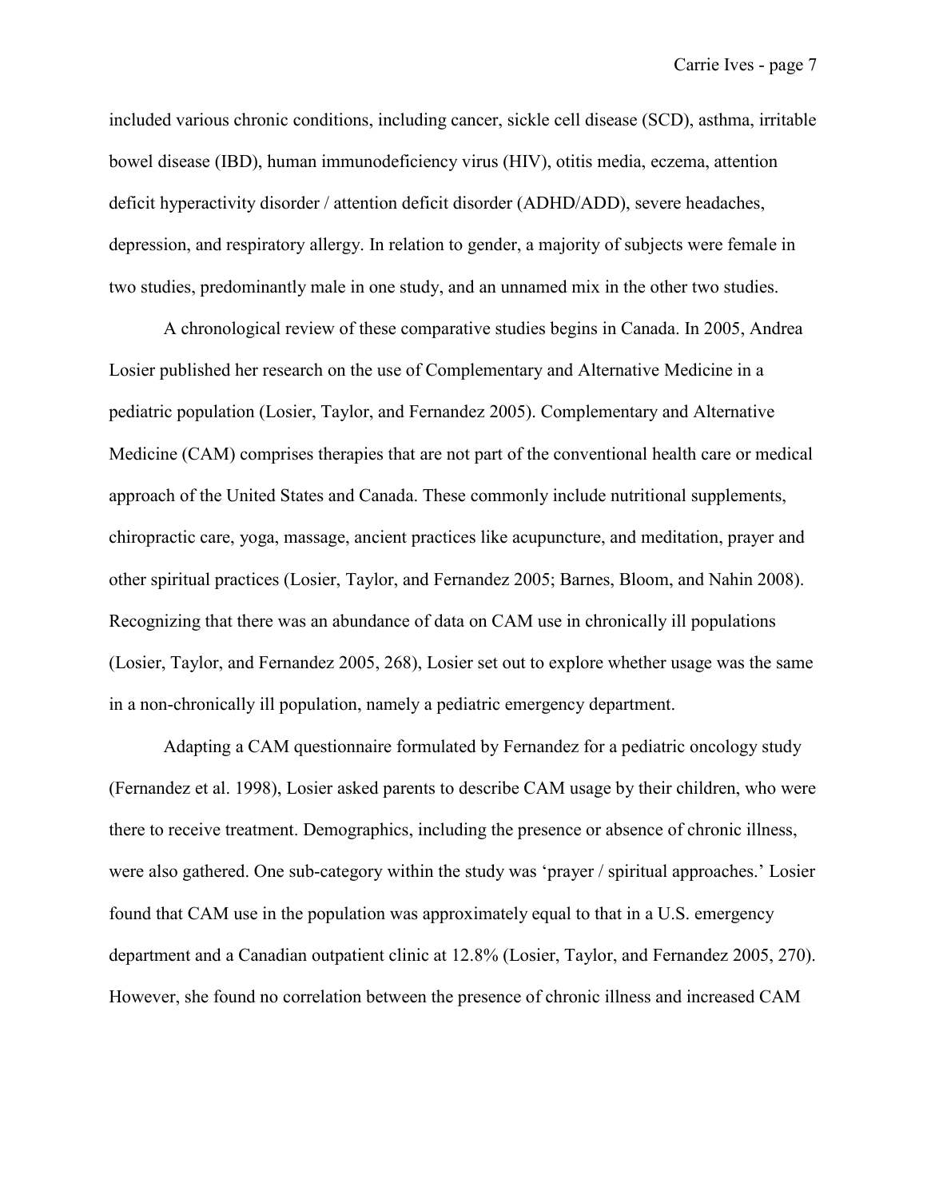included various chronic conditions, including cancer, sickle cell disease (SCD), asthma, irritable bowel disease (IBD), human immunodeficiency virus (HIV), otitis media, eczema, attention deficit hyperactivity disorder / attention deficit disorder (ADHD/ADD), severe headaches, depression, and respiratory allergy. In relation to gender, a majority of subjects were female in two studies, predominantly male in one study, and an unnamed mix in the other two studies.

A chronological review of these comparative studies begins in Canada. In 2005, Andrea Losier published her research on the use of Complementary and Alternative Medicine in a pediatric population (Losier, Taylor, and Fernandez 2005). Complementary and Alternative Medicine (CAM) comprises therapies that are not part of the conventional health care or medical approach of the United States and Canada. These commonly include nutritional supplements, chiropractic care, yoga, massage, ancient practices like acupuncture, and meditation, prayer and other spiritual practices (Losier, Taylor, and Fernandez 2005; Barnes, Bloom, and Nahin 2008). Recognizing that there was an abundance of data on CAM use in chronically ill populations (Losier, Taylor, and Fernandez 2005, 268), Losier set out to explore whether usage was the same in a non-chronically ill population, namely a pediatric emergency department.

Adapting a CAM questionnaire formulated by Fernandez for a pediatric oncology study (Fernandez et al. 1998), Losier asked parents to describe CAM usage by their children, who were there to receive treatment. Demographics, including the presence or absence of chronic illness, were also gathered. One sub-category within the study was 'prayer / spiritual approaches.' Losier found that CAM use in the population was approximately equal to that in a U.S. emergency department and a Canadian outpatient clinic at 12.8% (Losier, Taylor, and Fernandez 2005, 270). However, she found no correlation between the presence of chronic illness and increased CAM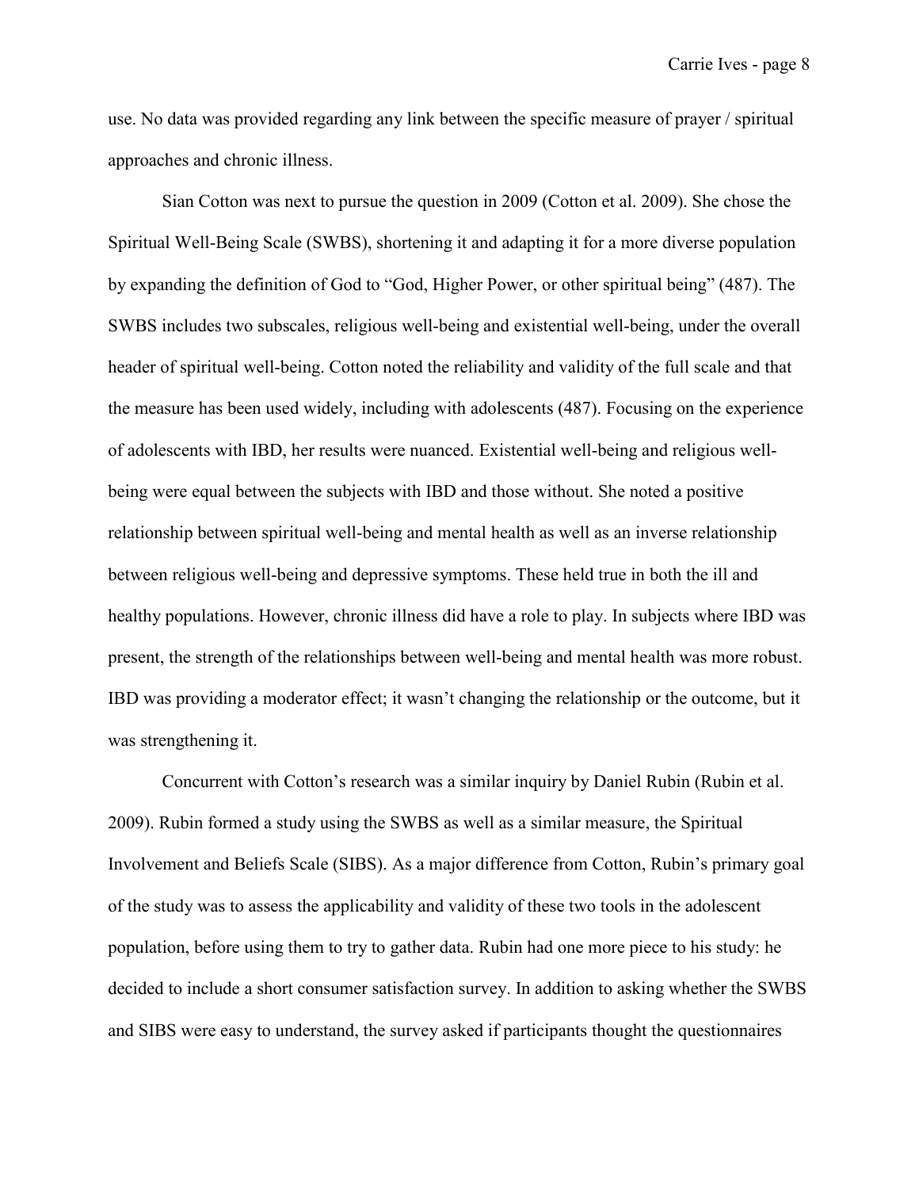use. No data was provided regarding any link between the specific measure of prayer / spiritual approaches and chronic illness.

Sian Cotton was next to pursue the question in 2009 (Cotton et al. 2009). She chose the Spiritual Well-Being Scale (SWBS), shortening it and adapting it for a more diverse population by expanding the definition of God to "God, Higher Power, or other spiritual being" (487). The SWBS includes two subscales, religious well-being and existential well-being, under the overall header of spiritual well-being. Cotton noted the reliability and validity of the full scale and that the measure has been used widely, including with adolescents (487). Focusing on the experience of adolescents with IBD, her results were nuanced. Existential well-being and religious well-being were equal between the subjects with IBD and those without. She noted a positive relationship between spiritual well-being and mental health as well as an inverse relationship between religious well-being and depressive symptoms. These held true in both the ill and healthy populations. However, chronic illness did have a role to play. In subjects where IBD was present, the strength of the relationships between well-being and mental health was more robust. IBD was providing a moderator effect; it wasn't changing the relationship or the outcome, but it was strengthening it.

Concurrent with Cotton's research was a similar inquiry by Daniel Rubin (Rubin et al. 2009). Rubin formed a study using the SWBS as well as a similar measure, the Spiritual Involvement and Beliefs Scale (SIBS). As a major difference from Cotton, Rubin's primary goal of the study was to assess the applicability and validity of these two tools in the adolescent population, before using them to try to gather data. Rubin had one more piece to his study: he decided to include a short consumer satisfaction survey. In addition to asking whether the SWBS and SIBS were easy to understand, the survey asked if participants thought the questionnaires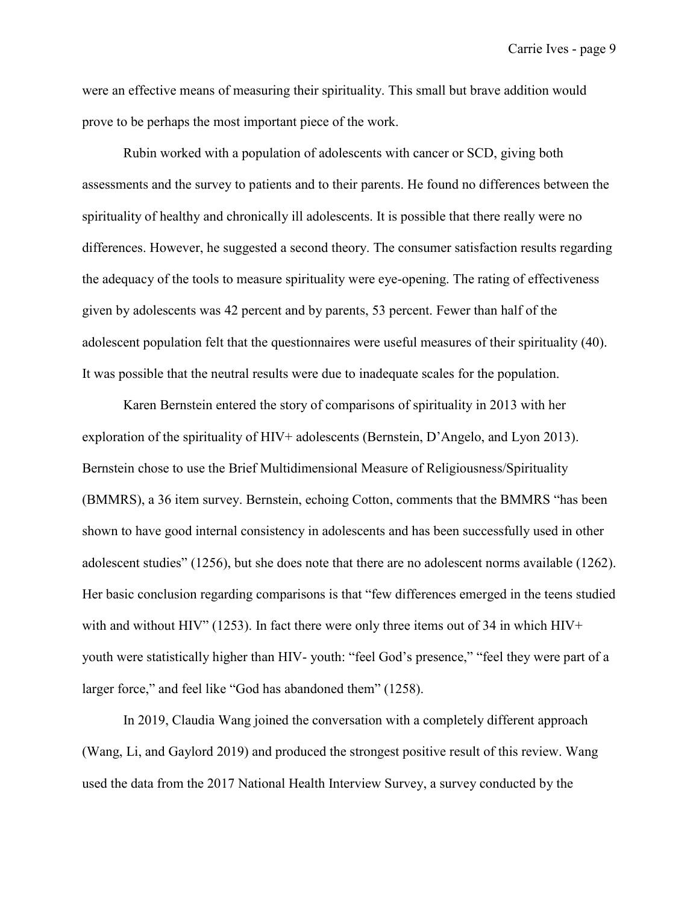were an effective means of measuring their spirituality. This small but brave addition would prove to be perhaps the most important piece of the work.

Rubin worked with a population of adolescents with cancer or SCD, giving both assessments and the survey to patients and to their parents. He found no differences between the spirituality of healthy and chronically ill adolescents. It is possible that there really were no differences. However, he suggested a second theory. The consumer satisfaction results regarding the adequacy of the tools to measure spirituality were eye-opening. The rating of effectiveness given by adolescents was 42 percent and by parents, 53 percent. Fewer than half of the adolescent population felt that the questionnaires were useful measures of their spirituality (40). It was possible that the neutral results were due to inadequate scales for the population.

Karen Bernstein entered the story of comparisons of spirituality in 2013 with her exploration of the spirituality of HIV+ adolescents (Bernstein, D'Angelo, and Lyon 2013). Bernstein chose to use the Brief Multidimensional Measure of Religiousness/Spirituality (BMMRS), a 36 item survey. Bernstein, echoing Cotton, comments that the BMMRS "has been shown to have good internal consistency in adolescents and has been successfully used in other adolescent studies" (1256), but she does note that there are no adolescent norms available (1262). Her basic conclusion regarding comparisons is that "few differences emerged in the teens studied with and without HIV" (1253). In fact there were only three items out of 34 in which HIV+ youth were statistically higher than HIV- youth: "feel God's presence," "feel they were part of a larger force," and feel like "God has abandoned them" (1258).

In 2019, Claudia Wang joined the conversation with a completely different approach (Wang, Li, and Gaylord 2019) and produced the strongest positive result of this review. Wang used the data from the 2017 National Health Interview Survey, a survey conducted by the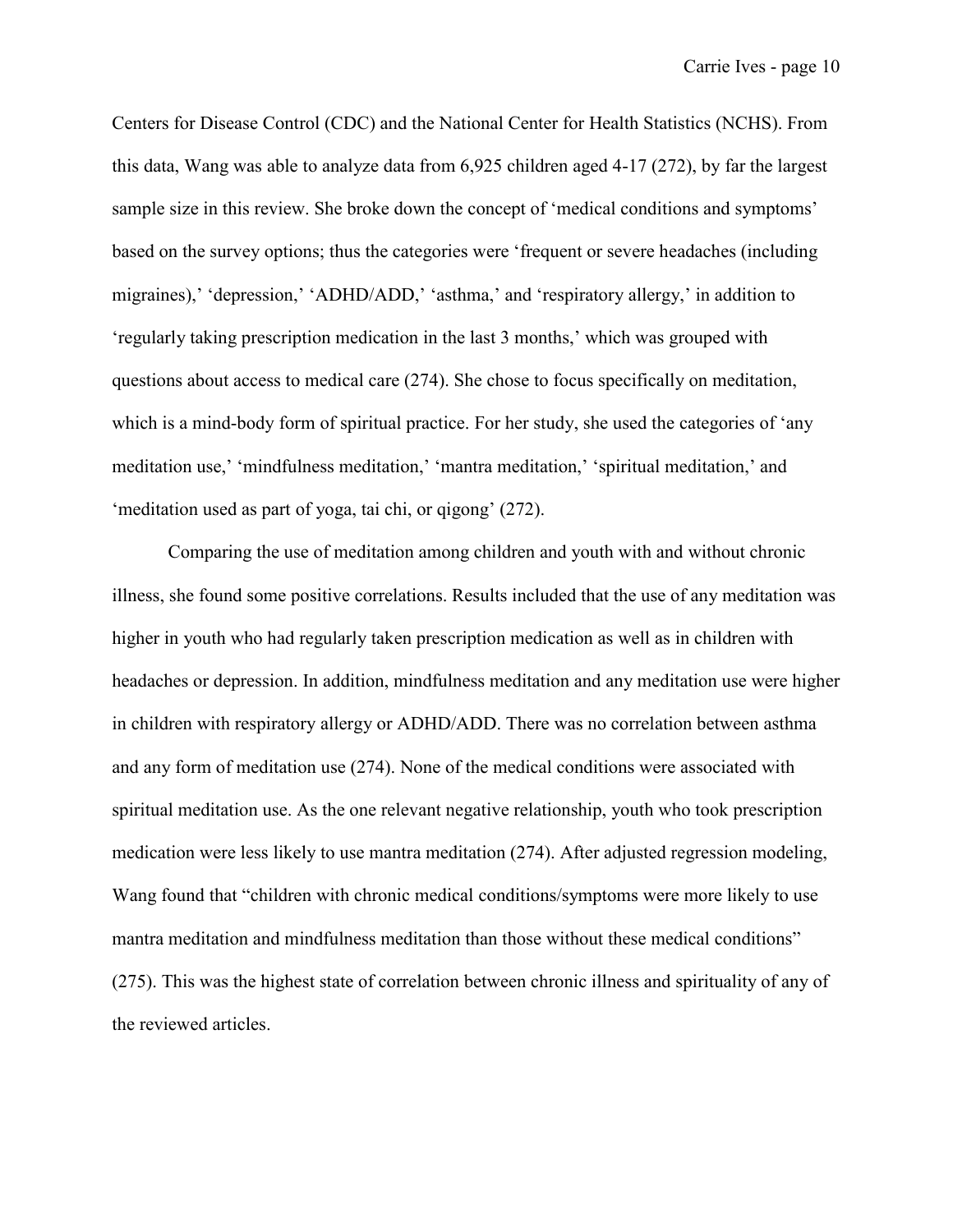Centers for Disease Control (CDC) and the National Center for Health Statistics (NCHS). From this data, Wang was able to analyze data from 6,925 children aged 4-17 (272), by far the largest sample size in this review. She broke down the concept of 'medical conditions and symptoms' based on the survey options; thus the categories were 'frequent or severe headaches (including migraines),' 'depression,' 'ADHD/ADD,' 'asthma,' and 'respiratory allergy,' in addition to 'regularly taking prescription medication in the last 3 months,' which was grouped with questions about access to medical care (274). She chose to focus specifically on meditation, which is a mind-body form of spiritual practice. For her study, she used the categories of 'any meditation use,' 'mindfulness meditation,' 'mantra meditation,' 'spiritual meditation,' and 'meditation used as part of yoga, tai chi, or qigong' (272).

Comparing the use of meditation among children and youth with and without chronic illness, she found some positive correlations. Results included that the use of any meditation was higher in youth who had regularly taken prescription medication as well as in children with headaches or depression. In addition, mindfulness meditation and any meditation use were higher in children with respiratory allergy or ADHD/ADD. There was no correlation between asthma and any form of meditation use (274). None of the medical conditions were associated with spiritual meditation use. As the one relevant negative relationship, youth who took prescription medication were less likely to use mantra meditation (274). After adjusted regression modeling, Wang found that "children with chronic medical conditions/symptoms were more likely to use mantra meditation and mindfulness meditation than those without these medical conditions" (275). This was the highest state of correlation between chronic illness and spirituality of any of the reviewed articles.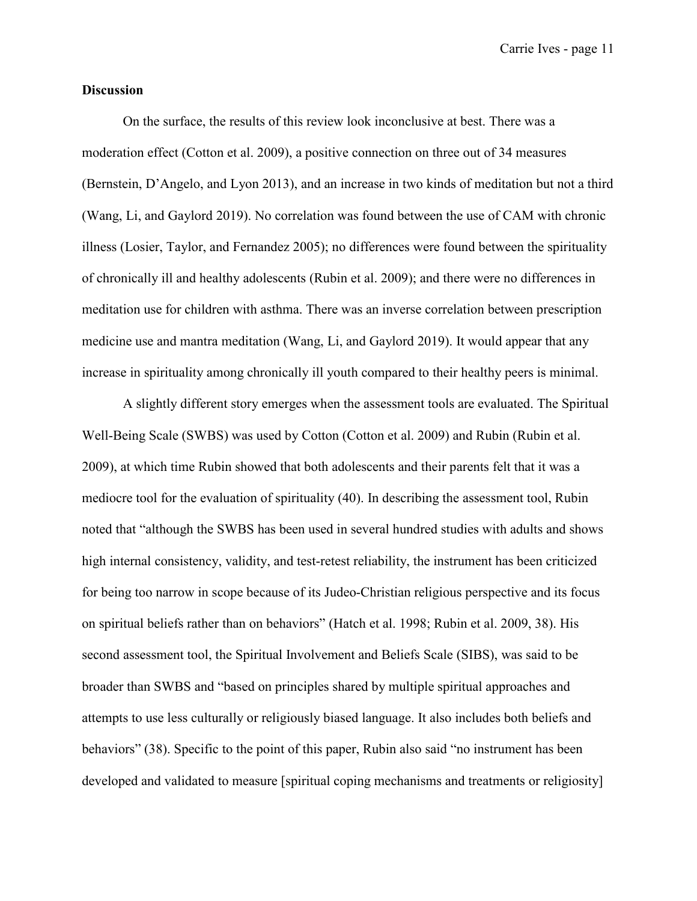**Discussion**

On the surface, the results of this review look inconclusive at best. There was a moderation effect (Cotton et al. 2009), a positive connection on three out of 34 measures (Bernstein, D'Angelo, and Lyon 2013), and an increase in two kinds of meditation but not a third (Wang, Li, and Gaylord 2019). No correlation was found between the use of CAM with chronic illness (Losier, Taylor, and Fernandez 2005); no differences were found between the spirituality of chronically ill and healthy adolescents (Rubin et al. 2009); and there were no differences in meditation use for children with asthma. There was an inverse correlation between prescription medicine use and mantra meditation (Wang, Li, and Gaylord 2019). It would appear that any increase in spirituality among chronically ill youth compared to their healthy peers is minimal.

A slightly different story emerges when the assessment tools are evaluated. The Spiritual Well-Being Scale (SWBS) was used by Cotton (Cotton et al. 2009) and Rubin (Rubin et al. 2009), at which time Rubin showed that both adolescents and their parents felt that it was a mediocre tool for the evaluation of spirituality (40). In describing the assessment tool, Rubin noted that "although the SWBS has been used in several hundred studies with adults and shows high internal consistency, validity, and test-retest reliability, the instrument has been criticized for being too narrow in scope because of its Judeo-Christian religious perspective and its focus on spiritual beliefs rather than on behaviors" (Hatch et al. 1998; Rubin et al. 2009, 38). His second assessment tool, the Spiritual Involvement and Beliefs Scale (SIBS), was said to be broader than SWBS and "based on principles shared by multiple spiritual approaches and attempts to use less culturally or religiously biased language. It also includes both beliefs and behaviors" (38). Specific to the point of this paper, Rubin also said "no instrument has been developed and validated to measure [spiritual coping mechanisms and treatments or religiosity]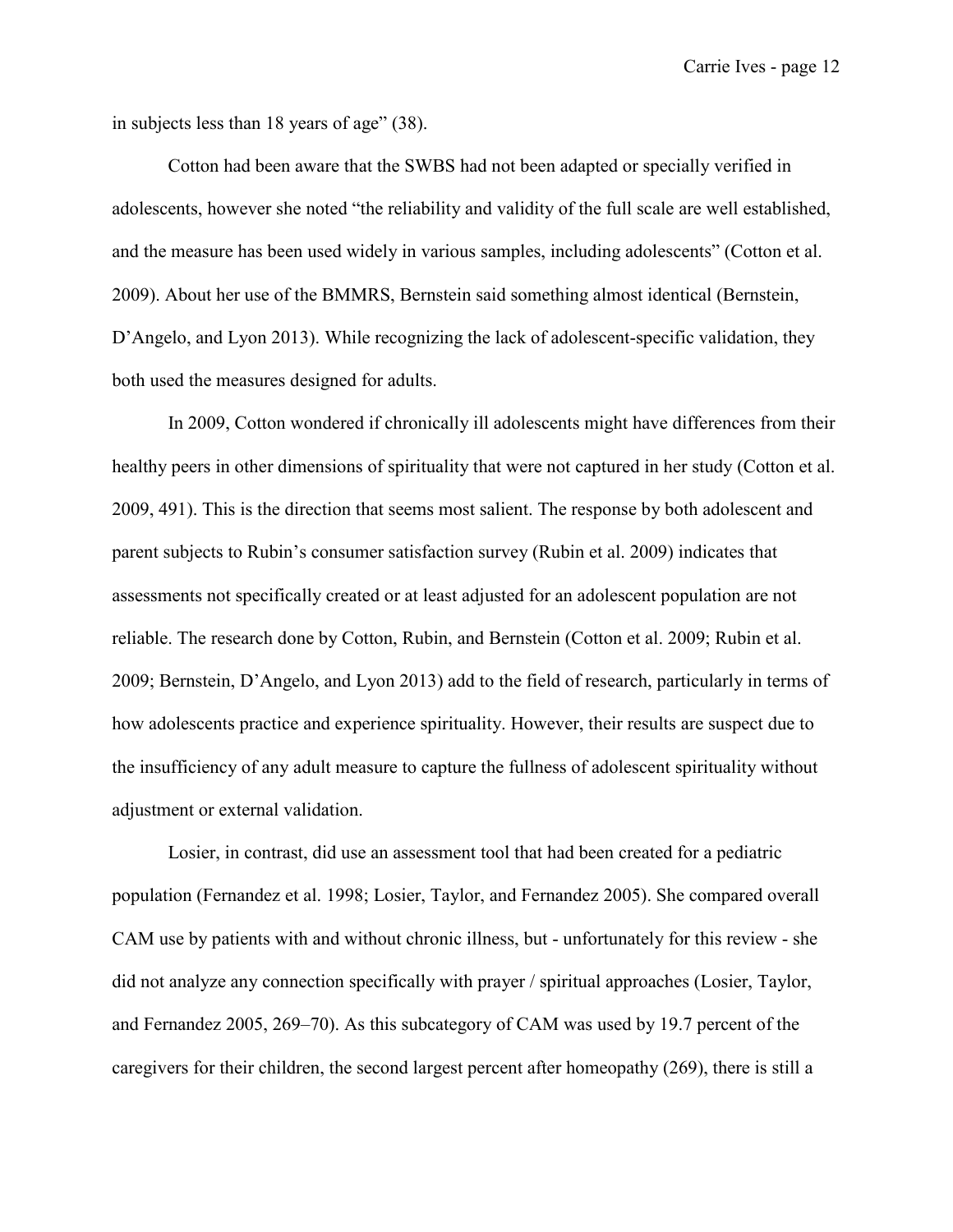in subjects less than 18 years of age" (38).

Cotton had been aware that the SWBS had not been adapted or specially verified in adolescents, however she noted "the reliability and validity of the full scale are well established, and the measure has been used widely in various samples, including adolescents" (Cotton et al. 2009). About her use of the BMMRS, Bernstein said something almost identical (Bernstein, D'Angelo, and Lyon 2013). While recognizing the lack of adolescent-specific validation, they both used the measures designed for adults.

In 2009, Cotton wondered if chronically ill adolescents might have differences from their healthy peers in other dimensions of spirituality that were not captured in her study (Cotton et al. 2009, 491). This is the direction that seems most salient. The response by both adolescent and parent subjects to Rubin's consumer satisfaction survey (Rubin et al. 2009) indicates that assessments not specifically created or at least adjusted for an adolescent population are not reliable. The research done by Cotton, Rubin, and Bernstein (Cotton et al. 2009; Rubin et al. 2009; Bernstein, D'Angelo, and Lyon 2013) add to the field of research, particularly in terms of how adolescents practice and experience spirituality. However, their results are suspect due to the insufficiency of any adult measure to capture the fullness of adolescent spirituality without adjustment or external validation.

Losier, in contrast, did use an assessment tool that had been created for a pediatric population (Fernandez et al. 1998; Losier, Taylor, and Fernandez 2005). She compared overall CAM use by patients with and without chronic illness, but - unfortunately for this review - she did not analyze any connection specifically with prayer / spiritual approaches (Losier, Taylor, and Fernandez 2005, 269–70). As this subcategory of CAM was used by 19.7 percent of the caregivers for their children, the second largest percent after homeopathy (269), there is still a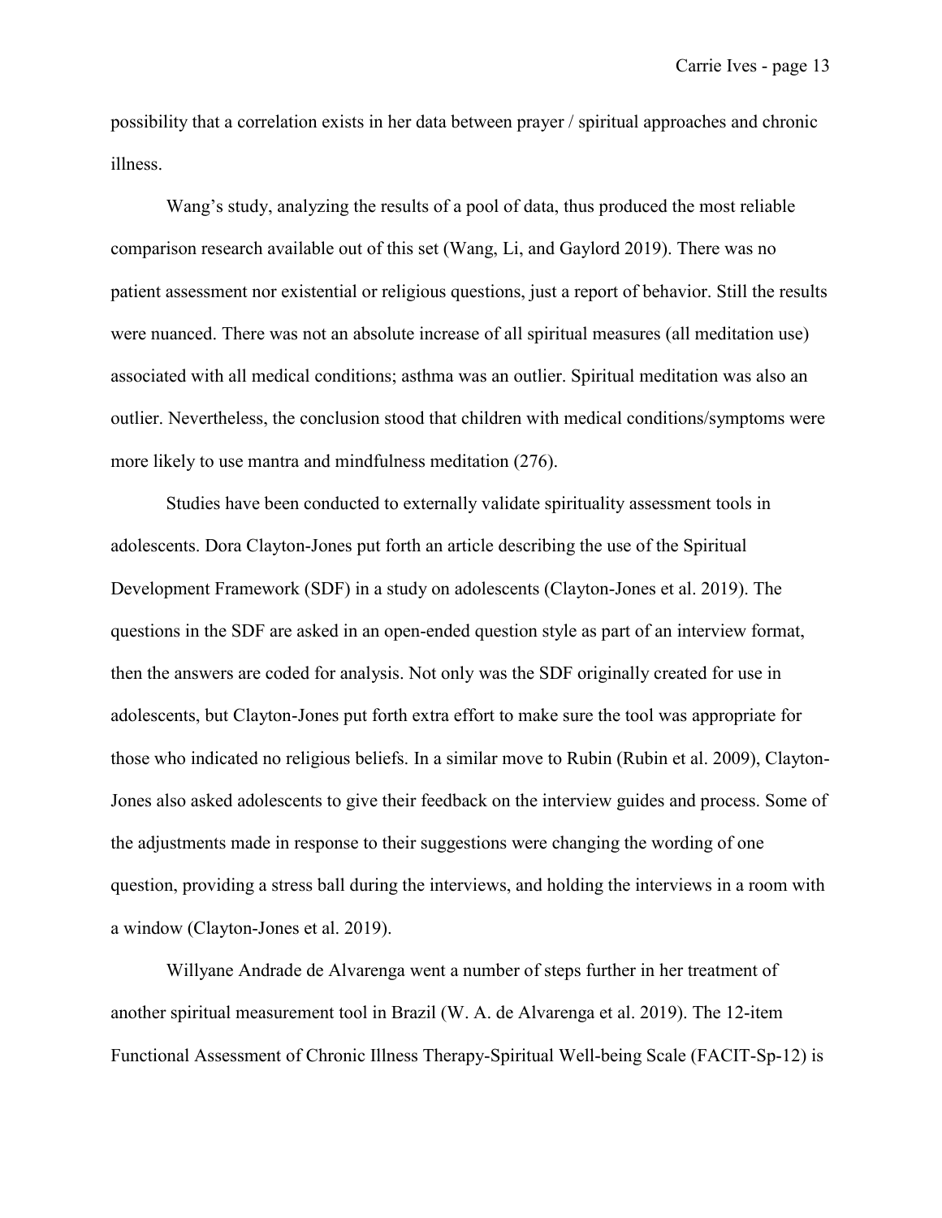possibility that a correlation exists in her data between prayer / spiritual approaches and chronic illness.

Wang's study, analyzing the results of a pool of data, thus produced the most reliable comparison research available out of this set (Wang, Li, and Gaylord 2019). There was no patient assessment nor existential or religious questions, just a report of behavior. Still the results were nuanced. There was not an absolute increase of all spiritual measures (all meditation use) associated with all medical conditions; asthma was an outlier. Spiritual meditation was also an outlier. Nevertheless, the conclusion stood that children with medical conditions/symptoms were more likely to use mantra and mindfulness meditation (276).

Studies have been conducted to externally validate spirituality assessment tools in adolescents. Dora Clayton-Jones put forth an article describing the use of the Spiritual Development Framework (SDF) in a study on adolescents (Clayton-Jones et al. 2019). The questions in the SDF are asked in an open-ended question style as part of an interview format, then the answers are coded for analysis. Not only was the SDF originally created for use in adolescents, but Clayton-Jones put forth extra effort to make sure the tool was appropriate for those who indicated no religious beliefs. In a similar move to Rubin (Rubin et al. 2009), Clayton-Jones also asked adolescents to give their feedback on the interview guides and process. Some of the adjustments made in response to their suggestions were changing the wording of one question, providing a stress ball during the interviews, and holding the interviews in a room with a window (Clayton-Jones et al. 2019).

Willyane Andrade de Alvarenga went a number of steps further in her treatment of another spiritual measurement tool in Brazil (W. A. de Alvarenga et al. 2019). The 12-item Functional Assessment of Chronic Illness Therapy-Spiritual Well-being Scale (FACIT-Sp-12) is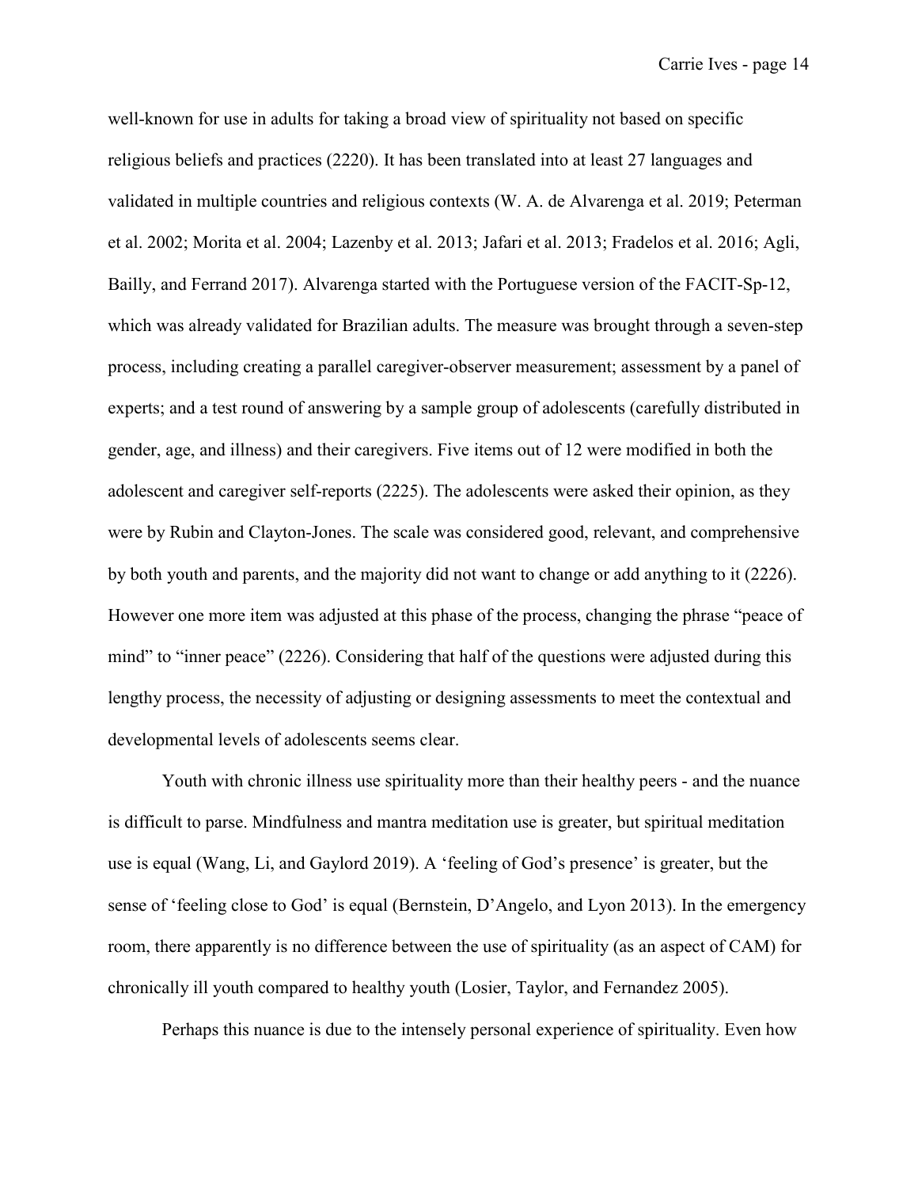well-known for use in adults for taking a broad view of spirituality not based on specific religious beliefs and practices (2220). It has been translated into at least 27 languages and validated in multiple countries and religious contexts (W. A. de Alvarenga et al. 2019; Peterman et al. 2002; Morita et al. 2004; Lazenby et al. 2013; Jafari et al. 2013; Fradelos et al. 2016; Agli, Bailly, and Ferrand 2017). Alvarenga started with the Portuguese version of the FACIT-Sp-12, which was already validated for Brazilian adults. The measure was brought through a seven-step process, including creating a parallel caregiver-observer measurement; assessment by a panel of experts; and a test round of answering by a sample group of adolescents (carefully distributed in gender, age, and illness) and their caregivers. Five items out of 12 were modified in both the adolescent and caregiver self-reports (2225). The adolescents were asked their opinion, as they were by Rubin and Clayton-Jones. The scale was considered good, relevant, and comprehensive by both youth and parents, and the majority did not want to change or add anything to it (2226). However one more item was adjusted at this phase of the process, changing the phrase "peace of mind" to "inner peace" (2226). Considering that half of the questions were adjusted during this lengthy process, the necessity of adjusting or designing assessments to meet the contextual and developmental levels of adolescents seems clear.

Youth with chronic illness use spirituality more than their healthy peers - and the nuance is difficult to parse. Mindfulness and mantra meditation use is greater, but spiritual meditation use is equal (Wang, Li, and Gaylord 2019). A 'feeling of God's presence' is greater, but the sense of 'feeling close to God' is equal (Bernstein, D'Angelo, and Lyon 2013). In the emergency room, there apparently is no difference between the use of spirituality (as an aspect of CAM) for chronically ill youth compared to healthy youth (Losier, Taylor, and Fernandez 2005).

Perhaps this nuance is due to the intensely personal experience of spirituality. Even how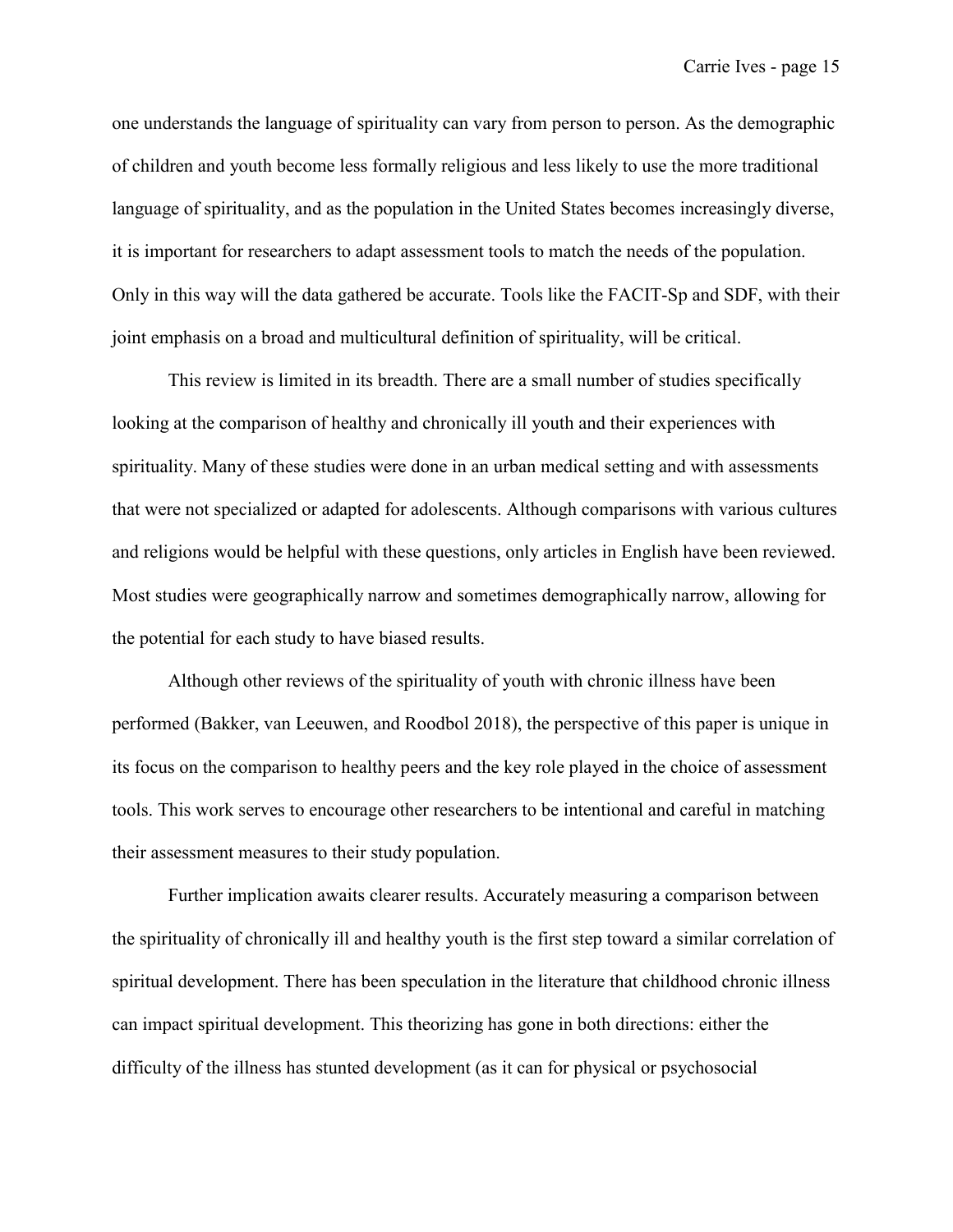one understands the language of spirituality can vary from person to person. As the demographic of children and youth become less formally religious and less likely to use the more traditional language of spirituality, and as the population in the United States becomes increasingly diverse, it is important for researchers to adapt assessment tools to match the needs of the population. Only in this way will the data gathered be accurate. Tools like the FACIT-Sp and SDF, with their joint emphasis on a broad and multicultural definition of spirituality, will be critical.

This review is limited in its breadth. There are a small number of studies specifically looking at the comparison of healthy and chronically ill youth and their experiences with spirituality. Many of these studies were done in an urban medical setting and with assessments that were not specialized or adapted for adolescents. Although comparisons with various cultures and religions would be helpful with these questions, only articles in English have been reviewed. Most studies were geographically narrow and sometimes demographically narrow, allowing for the potential for each study to have biased results.

Although other reviews of the spirituality of youth with chronic illness have been performed (Bakker, van Leeuwen, and Roodbol 2018), the perspective of this paper is unique in its focus on the comparison to healthy peers and the key role played in the choice of assessment tools. This work serves to encourage other researchers to be intentional and careful in matching their assessment measures to their study population.

Further implication awaits clearer results. Accurately measuring a comparison between the spirituality of chronically ill and healthy youth is the first step toward a similar correlation of spiritual development. There has been speculation in the literature that childhood chronic illness can impact spiritual development. This theorizing has gone in both directions: either the difficulty of the illness has stunted development (as it can for physical or psychosocial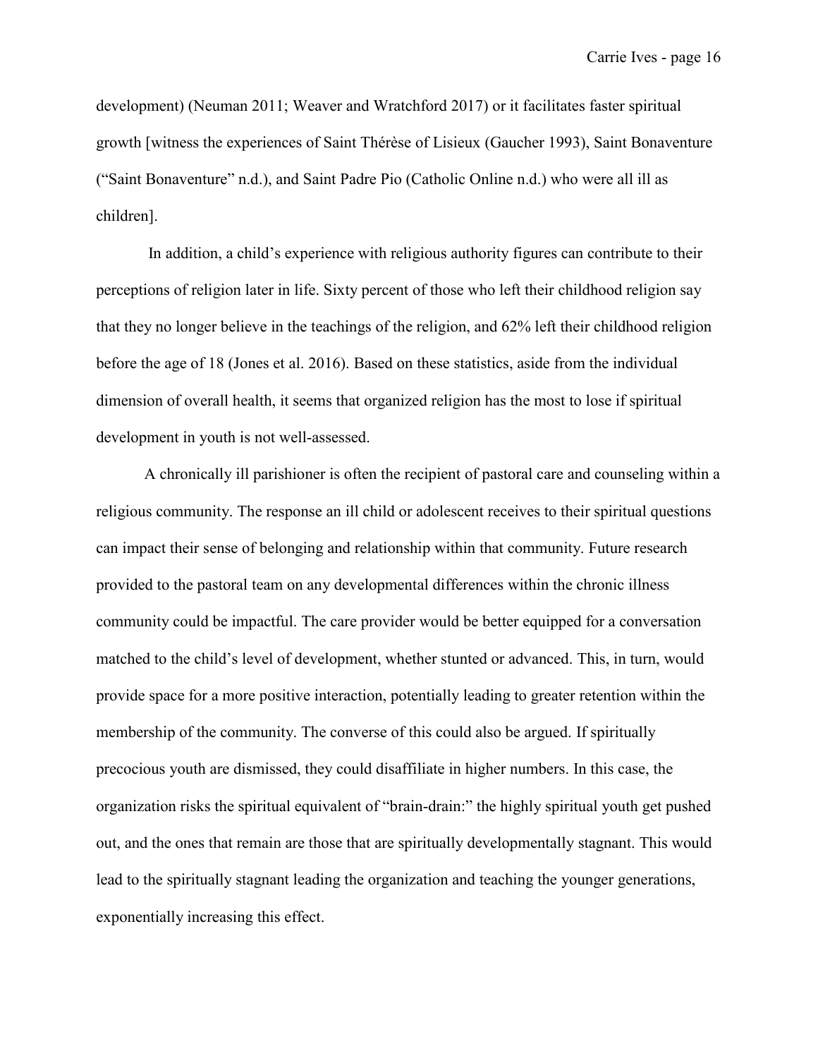development) (Neuman 2011; Weaver and Wratchford 2017) or it facilitates faster spiritual growth [witness the experiences of Saint Thérèse of Lisieux (Gaucher 1993), Saint Bonaventure ("Saint Bonaventure" n.d.), and Saint Padre Pio (Catholic Online n.d.) who were all ill as children].

In addition, a child's experience with religious authority figures can contribute to their perceptions of religion later in life. Sixty percent of those who left their childhood religion say that they no longer believe in the teachings of the religion, and 62% left their childhood religion before the age of 18 (Jones et al. 2016). Based on these statistics, aside from the individual dimension of overall health, it seems that organized religion has the most to lose if spiritual development in youth is not well-assessed.

A chronically ill parishioner is often the recipient of pastoral care and counseling within a religious community. The response an ill child or adolescent receives to their spiritual questions can impact their sense of belonging and relationship within that community. Future research provided to the pastoral team on any developmental differences within the chronic illness community could be impactful. The care provider would be better equipped for a conversation matched to the child's level of development, whether stunted or advanced. This, in turn, would provide space for a more positive interaction, potentially leading to greater retention within the membership of the community. The converse of this could also be argued. If spiritually precocious youth are dismissed, they could disaffiliate in higher numbers. In this case, the organization risks the spiritual equivalent of "brain-drain:" the highly spiritual youth get pushed out, and the ones that remain are those that are spiritually developmentally stagnant. This would lead to the spiritually stagnant leading the organization and teaching the younger generations, exponentially increasing this effect.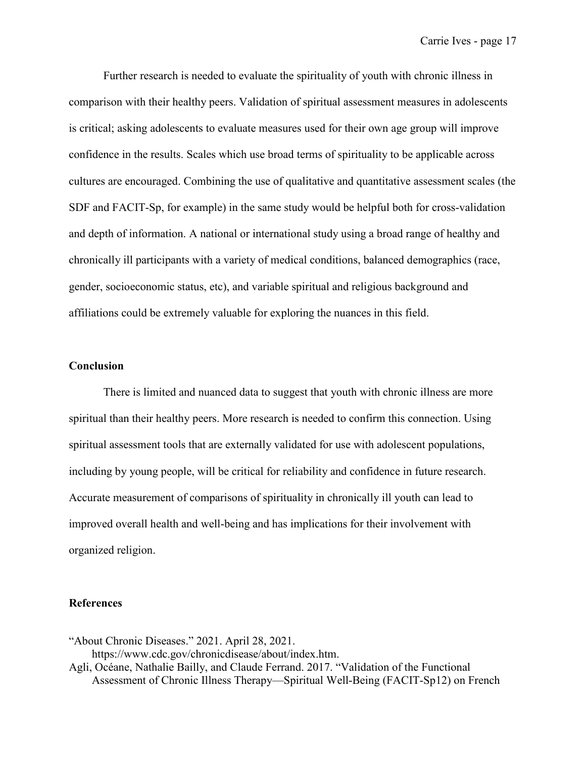Further research is needed to evaluate the spirituality of youth with chronic illness in comparison with their healthy peers. Validation of spiritual assessment measures in adolescents is critical; asking adolescents to evaluate measures used for their own age group will improve confidence in the results. Scales which use broad terms of spirituality to be applicable across cultures are encouraged. Combining the use of qualitative and quantitative assessment scales (the SDF and FACIT-Sp, for example) in the same study would be helpful both for cross-validation and depth of information. A national or international study using a broad range of healthy and chronically ill participants with a variety of medical conditions, balanced demographics (race, gender, socioeconomic status, etc), and variable spiritual and religious background and affiliations could be extremely valuable for exploring the nuances in this field.

**Conclusion**

There is limited and nuanced data to suggest that youth with chronic illness are more spiritual than their healthy peers. More research is needed to confirm this connection. Using spiritual assessment tools that are externally validated for use with adolescent populations, including by young people, will be critical for reliability and confidence in future research. Accurate measurement of comparisons of spirituality in chronically ill youth can lead to improved overall health and well-being and has implications for their involvement with organized religion.

**References**

"About Chronic Diseases." 2021. April 28, 2021. https://www.cdc.gov/chronicdisease/about/index.htm.

Agli, Océane, Nathalie Bailly, and Claude Ferrand. 2017. "Validation of the Functional Assessment of Chronic Illness Therapy—Spiritual Well-Being (FACIT-Sp12) on French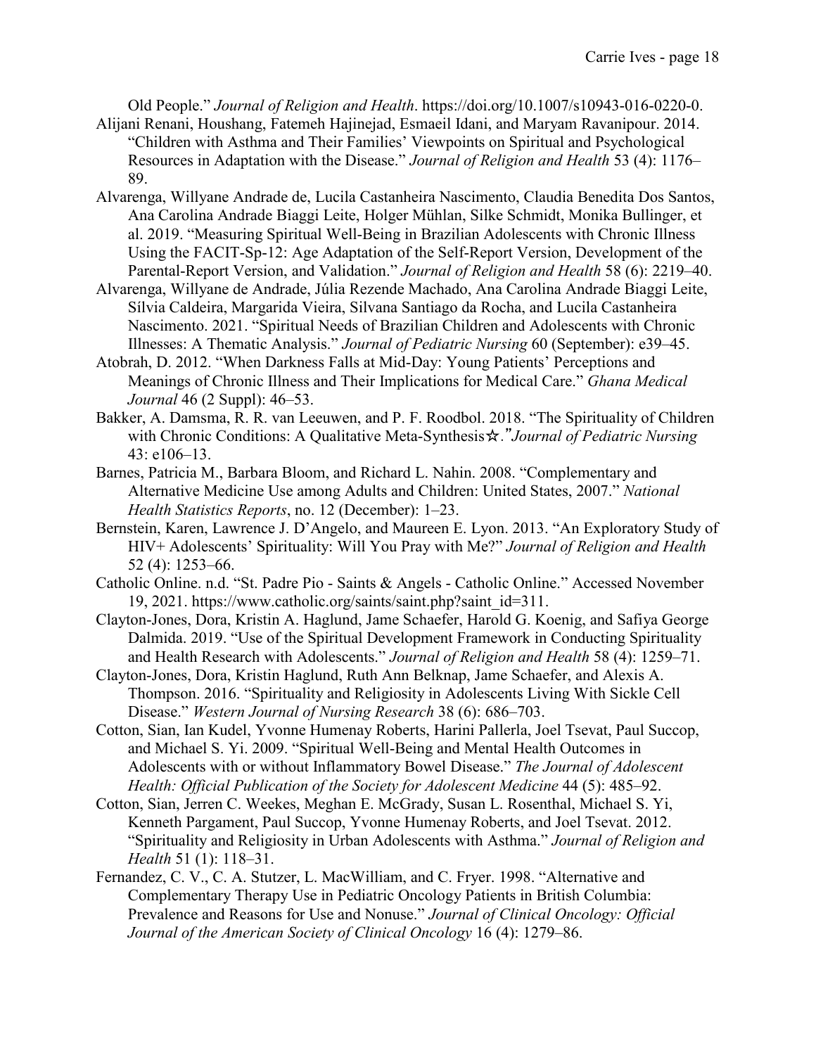Old People." *Journal of Religion and Health*. https://doi.org/10.1007/s10943-016-0220-0.

Alijani Renani, Houshang, Fatemeh Hajinejad, Esmaeil Idani, and Maryam Ravanipour. 2014. "Children with Asthma and Their Families' Viewpoints on Spiritual and Psychological Resources in Adaptation with the Disease." *Journal of Religion and Health* 53 (4): 1176–89.

Alvarenga, Willyane Andrade de, Lucila Castanheira Nascimento, Claudia Benedita Dos Santos, Ana Carolina Andrade Biaggi Leite, Holger Mühlan, Silke Schmidt, Monika Bullinger, et al. 2019. "Measuring Spiritual Well-Being in Brazilian Adolescents with Chronic Illness Using the FACIT-Sp-12: Age Adaptation of the Self-Report Version, Development of the Parental-Report Version, and Validation." *Journal of Religion and Health* 58 (6): 2219–40.

Alvarenga, Willyane de Andrade, Júlia Rezende Machado, Ana Carolina Andrade Biaggi Leite, Sílvia Caldeira, Margarida Vieira, Silvana Santiago da Rocha, and Lucila Castanheira Nascimento. 2021. "Spiritual Needs of Brazilian Children and Adolescents with Chronic Illnesses: A Thematic Analysis." *Journal of Pediatric Nursing* 60 (September): e39–45.

Atobrah, D. 2012. "When Darkness Falls at Mid-Day: Young Patients' Perceptions and Meanings of Chronic Illness and Their Implications for Medical Care." *Ghana Medical Journal* 46 (2 Suppl): 46–53.

Bakker, A. Damsma, R. R. van Leeuwen, and P. F. Roodbol. 2018. "The Spirituality of Children with Chronic Conditions: A Qualitative Meta-Synthesis☆." *Journal of Pediatric Nursing* 43: e106–13.

Barnes, Patricia M., Barbara Bloom, and Richard L. Nahin. 2008. "Complementary and Alternative Medicine Use among Adults and Children: United States, 2007." *National Health Statistics Reports*, no. 12 (December): 1–23.

Bernstein, Karen, Lawrence J. D'Angelo, and Maureen E. Lyon. 2013. "An Exploratory Study of HIV+ Adolescents' Spirituality: Will You Pray with Me?" *Journal of Religion and Health* 52 (4): 1253–66.

Catholic Online. n.d. "St. Padre Pio - Saints & Angels - Catholic Online." Accessed November 19, 2021. https://www.catholic.org/saints/saint.php?saint_id=311.

Clayton-Jones, Dora, Kristin A. Haglund, Jame Schaefer, Harold G. Koenig, and Safiya George Dalmida. 2019. "Use of the Spiritual Development Framework in Conducting Spirituality and Health Research with Adolescents." *Journal of Religion and Health* 58 (4): 1259–71.

Clayton-Jones, Dora, Kristin Haglund, Ruth Ann Belknap, Jame Schaefer, and Alexis A. Thompson. 2016. "Spirituality and Religiosity in Adolescents Living With Sickle Cell Disease." *Western Journal of Nursing Research* 38 (6): 686–703.

Cotton, Sian, Ian Kudel, Yvonne Humenay Roberts, Harini Pallerla, Joel Tsevat, Paul Succop, and Michael S. Yi. 2009. "Spiritual Well-Being and Mental Health Outcomes in Adolescents with or without Inflammatory Bowel Disease." *The Journal of Adolescent Health: Official Publication of the Society for Adolescent Medicine* 44 (5): 485–92.

Cotton, Sian, Jerren C. Weekes, Meghan E. McGrady, Susan L. Rosenthal, Michael S. Yi, Kenneth Pargament, Paul Succop, Yvonne Humenay Roberts, and Joel Tsevat. 2012. "Spirituality and Religiosity in Urban Adolescents with Asthma." *Journal of Religion and Health* 51 (1): 118–31.

Fernandez, C. V., C. A. Stutzer, L. MacWilliam, and C. Fryer. 1998. "Alternative and Complementary Therapy Use in Pediatric Oncology Patients in British Columbia: Prevalence and Reasons for Use and Nonuse." *Journal of Clinical Oncology: Official Journal of the American Society of Clinical Oncology* 16 (4): 1279–86.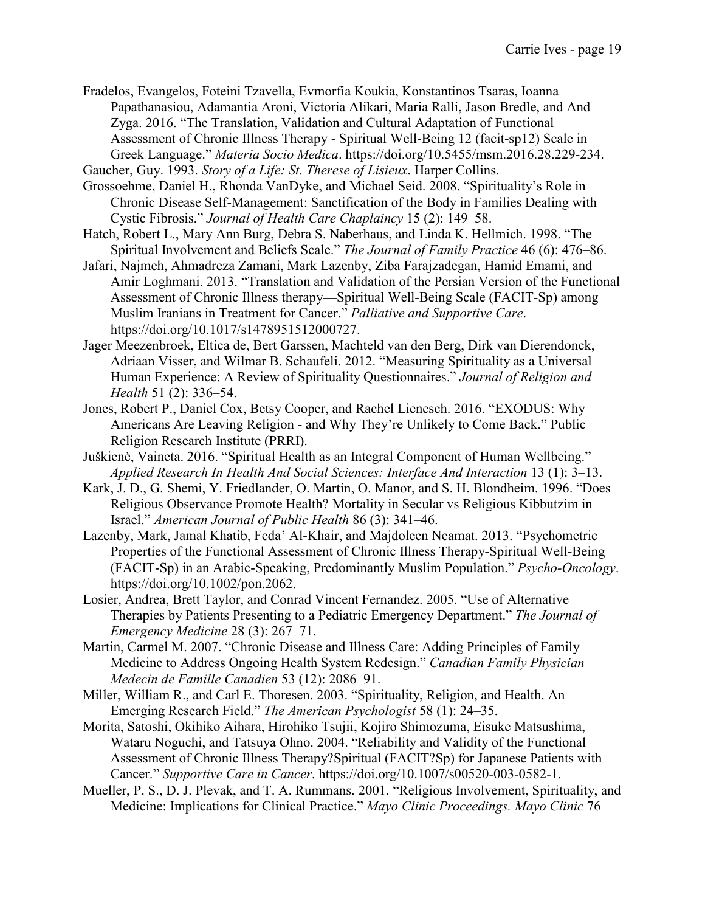Fradelos, Evangelos, Foteini Tzavella, Evmorfia Koukia, Konstantinos Tsaras, Ioanna Papathanasiou, Adamantia Aroni, Victoria Alikari, Maria Ralli, Jason Bredle, and And Zyga. 2016. "The Translation, Validation and Cultural Adaptation of Functional Assessment of Chronic Illness Therapy - Spiritual Well-Being 12 (facit-sp12) Scale in Greek Language." *Materia Socio Medica*. https://doi.org/10.5455/msm.2016.28.229-234.

Gaucher, Guy. 1993. *Story of a Life: St. Therese of Lisieux*. Harper Collins.

Grossoehme, Daniel H., Rhonda VanDyke, and Michael Seid. 2008. "Spirituality's Role in Chronic Disease Self-Management: Sanctification of the Body in Families Dealing with Cystic Fibrosis." *Journal of Health Care Chaplaincy* 15 (2): 149–58.

Hatch, Robert L., Mary Ann Burg, Debra S. Naberhaus, and Linda K. Hellmich. 1998. "The Spiritual Involvement and Beliefs Scale." *The Journal of Family Practice* 46 (6): 476–86.

Jafari, Najmeh, Ahmadreza Zamani, Mark Lazenby, Ziba Farajzadegan, Hamid Emami, and Amir Loghmani. 2013. "Translation and Validation of the Persian Version of the Functional Assessment of Chronic Illness therapy—Spiritual Well-Being Scale (FACIT-Sp) among Muslim Iranians in Treatment for Cancer." *Palliative and Supportive Care*. https://doi.org/10.1017/s1478951512000727.

Jager Meezenbroek, Eltica de, Bert Garssen, Machteld van den Berg, Dirk van Dierendonck, Adriaan Visser, and Wilmar B. Schaufeli. 2012. "Measuring Spirituality as a Universal Human Experience: A Review of Spirituality Questionnaires." *Journal of Religion and Health* 51 (2): 336–54.

Jones, Robert P., Daniel Cox, Betsy Cooper, and Rachel Lienesch. 2016. "EXODUS: Why Americans Are Leaving Religion - and Why They're Unlikely to Come Back." Public Religion Research Institute (PRRI).

Juškienė, Vaineta. 2016. "Spiritual Health as an Integral Component of Human Wellbeing." *Applied Research In Health And Social Sciences: Interface And Interaction* 13 (1): 3–13.

Kark, J. D., G. Shemi, Y. Friedlander, O. Martin, O. Manor, and S. H. Blondheim. 1996. "Does Religious Observance Promote Health? Mortality in Secular vs Religious Kibbutzim in Israel." *American Journal of Public Health* 86 (3): 341–46.

Lazenby, Mark, Jamal Khatib, Feda' Al-Khair, and Majdoleen Neamat. 2013. "Psychometric Properties of the Functional Assessment of Chronic Illness Therapy-Spiritual Well-Being (FACIT-Sp) in an Arabic-Speaking, Predominantly Muslim Population." *Psycho-Oncology*. https://doi.org/10.1002/pon.2062.

Losier, Andrea, Brett Taylor, and Conrad Vincent Fernandez. 2005. "Use of Alternative Therapies by Patients Presenting to a Pediatric Emergency Department." *The Journal of Emergency Medicine* 28 (3): 267–71.

Martin, Carmel M. 2007. "Chronic Disease and Illness Care: Adding Principles of Family Medicine to Address Ongoing Health System Redesign." *Canadian Family Physician Medecin de Famille Canadien* 53 (12): 2086–91.

Miller, William R., and Carl E. Thoresen. 2003. "Spirituality, Religion, and Health. An Emerging Research Field." *The American Psychologist* 58 (1): 24–35.

Morita, Satoshi, Okihiko Aihara, Hirohiko Tsujii, Kojiro Shimozuma, Eisuke Matsushima, Wataru Noguchi, and Tatsuya Ohno. 2004. "Reliability and Validity of the Functional Assessment of Chronic Illness Therapy?Spiritual (FACIT?Sp) for Japanese Patients with Cancer." *Supportive Care in Cancer*. https://doi.org/10.1007/s00520-003-0582-1.

Mueller, P. S., D. J. Plevak, and T. A. Rummans. 2001. "Religious Involvement, Spirituality, and Medicine: Implications for Clinical Practice." *Mayo Clinic Proceedings. Mayo Clinic* 76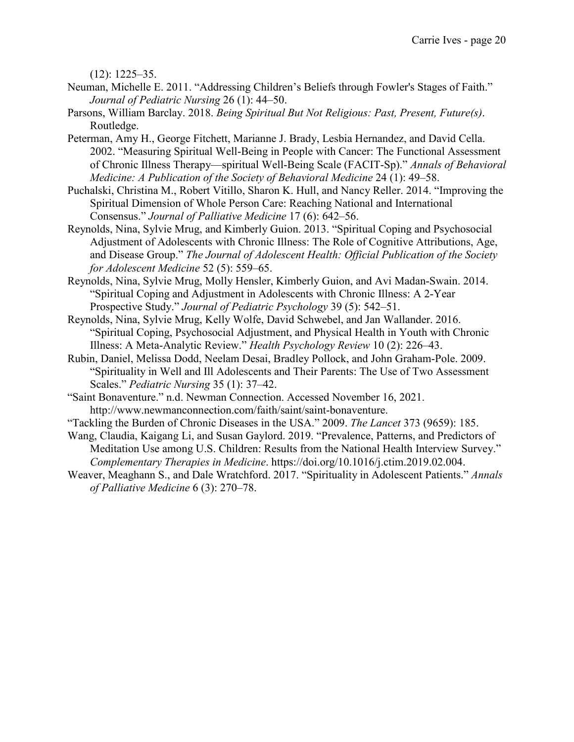(12): 1225–35.

Neuman, Michelle E. 2011. "Addressing Children's Beliefs through Fowler's Stages of Faith." *Journal of Pediatric Nursing* 26 (1): 44–50.

Parsons, William Barclay. 2018. *Being Spiritual But Not Religious: Past, Present, Future(s)*. Routledge.

Peterman, Amy H., George Fitchett, Marianne J. Brady, Lesbia Hernandez, and David Cella. 2002. "Measuring Spiritual Well-Being in People with Cancer: The Functional Assessment of Chronic Illness Therapy—spiritual Well-Being Scale (FACIT-Sp)." *Annals of Behavioral Medicine: A Publication of the Society of Behavioral Medicine* 24 (1): 49–58.

Puchalski, Christina M., Robert Vitillo, Sharon K. Hull, and Nancy Reller. 2014. "Improving the Spiritual Dimension of Whole Person Care: Reaching National and International Consensus." *Journal of Palliative Medicine* 17 (6): 642–56.

Reynolds, Nina, Sylvie Mrug, and Kimberly Guion. 2013. "Spiritual Coping and Psychosocial Adjustment of Adolescents with Chronic Illness: The Role of Cognitive Attributions, Age, and Disease Group." *The Journal of Adolescent Health: Official Publication of the Society for Adolescent Medicine* 52 (5): 559–65.

Reynolds, Nina, Sylvie Mrug, Molly Hensler, Kimberly Guion, and Avi Madan-Swain. 2014. "Spiritual Coping and Adjustment in Adolescents with Chronic Illness: A 2-Year Prospective Study." *Journal of Pediatric Psychology* 39 (5): 542–51.

Reynolds, Nina, Sylvie Mrug, Kelly Wolfe, David Schwebel, and Jan Wallander. 2016. "Spiritual Coping, Psychosocial Adjustment, and Physical Health in Youth with Chronic Illness: A Meta-Analytic Review." *Health Psychology Review* 10 (2): 226–43.

Rubin, Daniel, Melissa Dodd, Neelam Desai, Bradley Pollock, and John Graham-Pole. 2009. "Spirituality in Well and Ill Adolescents and Their Parents: The Use of Two Assessment Scales." *Pediatric Nursing* 35 (1): 37–42.

"Saint Bonaventure." n.d. Newman Connection. Accessed November 16, 2021. http://www.newmanconnection.com/faith/saint/saint-bonaventure.

"Tackling the Burden of Chronic Diseases in the USA." 2009. *The Lancet* 373 (9659): 185.

Wang, Claudia, Kaigang Li, and Susan Gaylord. 2019. "Prevalence, Patterns, and Predictors of Meditation Use among U.S. Children: Results from the National Health Interview Survey." *Complementary Therapies in Medicine*. https://doi.org/10.1016/j.ctim.2019.02.004.

Weaver, Meaghann S., and Dale Wratchford. 2017. "Spirituality in Adolescent Patients." *Annals of Palliative Medicine* 6 (3): 270–78.